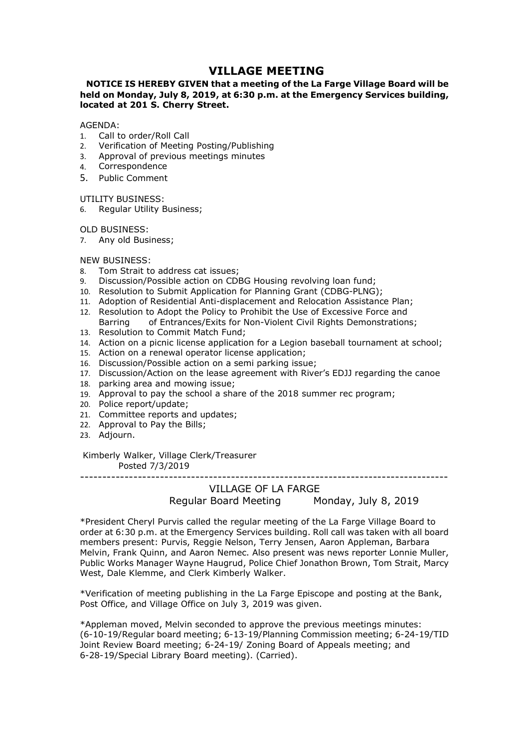# VILLAGE MEETING

**NOTICE IS HEREBY GIVEN that a meeting of the La Farge Village Board will be held on Monday, July 8, 2019, at 6:30 p.m. at the Emergency Services building, located at 201 S. Cherry Street.**

AGENDA:

1. Call to order/Roll Call
2. Verification of Meeting Posting/Publishing
3. Approval of previous meetings minutes
4. Correspondence
5. Public Comment

UTILITY BUSINESS:

6. Regular Utility Business;

OLD BUSINESS:

7. Any old Business;

NEW BUSINESS:

8. Tom Strait to address cat issues;
9. Discussion/Possible action on CDBG Housing revolving loan fund;
10. Resolution to Submit Application for Planning Grant (CDBG-PLNG);
11. Adoption of Residential Anti-displacement and Relocation Assistance Plan;
12. Resolution to Adopt the Policy to Prohibit the Use of Excessive Force and Barring of Entrances/Exits for Non-Violent Civil Rights Demonstrations;
13. Resolution to Commit Match Fund;
14. Action on a picnic license application for a Legion baseball tournament at school;
15. Action on a renewal operator license application;
16. Discussion/Possible action on a semi parking issue;
17. Discussion/Action on the lease agreement with River's EDJJ regarding the canoe
18. parking area and mowing issue;
19. Approval to pay the school a share of the 2018 summer rec program;
20. Police report/update;
21. Committee reports and updates;
22. Approval to Pay the Bills;
23. Adjourn.

Kimberly Walker, Village Clerk/Treasurer
Posted 7/3/2019

---

## VILLAGE OF LA FARGE

Regular Board Meeting Monday, July 8, 2019

*President Cheryl Purvis called the regular meeting of the La Farge Village Board to order at 6:30 p.m. at the Emergency Services building. Roll call was taken with all board members present: Purvis, Reggie Nelson, Terry Jensen, Aaron Appleman, Barbara Melvin, Frank Quinn, and Aaron Nemec. Also present was news reporter Lonnie Muller, Public Works Manager Wayne Haugrud, Police Chief Jonathon Brown, Tom Strait, Marcy West, Dale Klemme, and Clerk Kimberly Walker.

*Verification of meeting publishing in the La Farge Episcope and posting at the Bank, Post Office, and Village Office on July 3, 2019 was given.

*Appleman moved, Melvin seconded to approve the previous meetings minutes: (6-10-19/Regular board meeting; 6-13-19/Planning Commission meeting; 6-24-19/TID Joint Review Board meeting; 6-24-19/ Zoning Board of Appeals meeting; and 6-28-19/Special Library Board meeting). (Carried).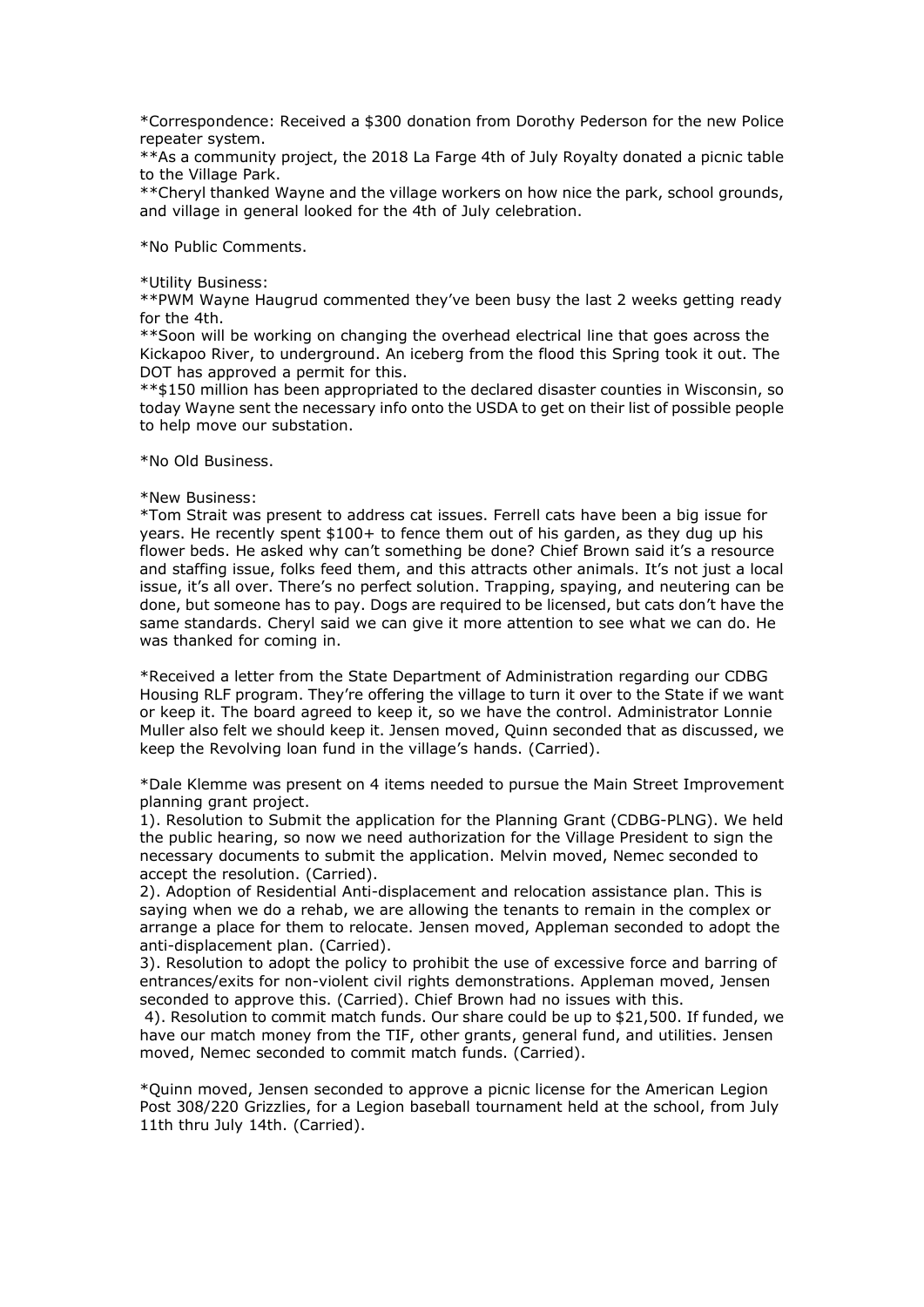*Correspondence: Received a $300 donation from Dorothy Pederson for the new Police repeater system.
**As a community project, the 2018 La Farge 4th of July Royalty donated a picnic table to the Village Park.
**Cheryl thanked Wayne and the village workers on how nice the park, school grounds, and village in general looked for the 4th of July celebration.

*No Public Comments.

*Utility Business:
**PWM Wayne Haugrud commented they've been busy the last 2 weeks getting ready for the 4th.
**Soon will be working on changing the overhead electrical line that goes across the Kickapoo River, to underground. An iceberg from the flood this Spring took it out. The DOT has approved a permit for this.
**$150 million has been appropriated to the declared disaster counties in Wisconsin, so today Wayne sent the necessary info onto the USDA to get on their list of possible people to help move our substation.

*No Old Business.

*New Business:
*Tom Strait was present to address cat issues. Ferrell cats have been a big issue for years. He recently spent $100+ to fence them out of his garden, as they dug up his flower beds. He asked why can't something be done? Chief Brown said it's a resource and staffing issue, folks feed them, and this attracts other animals. It's not just a local issue, it's all over. There's no perfect solution. Trapping, spaying, and neutering can be done, but someone has to pay. Dogs are required to be licensed, but cats don't have the same standards. Cheryl said we can give it more attention to see what we can do. He was thanked for coming in.

*Received a letter from the State Department of Administration regarding our CDBG Housing RLF program. They're offering the village to turn it over to the State if we want or keep it. The board agreed to keep it, so we have the control. Administrator Lonnie Muller also felt we should keep it. Jensen moved, Quinn seconded that as discussed, we keep the Revolving loan fund in the village's hands. (Carried).

*Dale Klemme was present on 4 items needed to pursue the Main Street Improvement planning grant project.
1). Resolution to Submit the application for the Planning Grant (CDBG-PLNG). We held the public hearing, so now we need authorization for the Village President to sign the necessary documents to submit the application. Melvin moved, Nemec seconded to accept the resolution. (Carried).
2). Adoption of Residential Anti-displacement and relocation assistance plan. This is saying when we do a rehab, we are allowing the tenants to remain in the complex or arrange a place for them to relocate. Jensen moved, Appleman seconded to adopt the anti-displacement plan. (Carried).
3). Resolution to adopt the policy to prohibit the use of excessive force and barring of entrances/exits for non-violent civil rights demonstrations. Appleman moved, Jensen seconded to approve this. (Carried). Chief Brown had no issues with this.
4). Resolution to commit match funds. Our share could be up to $21,500. If funded, we have our match money from the TIF, other grants, general fund, and utilities. Jensen moved, Nemec seconded to commit match funds. (Carried).

*Quinn moved, Jensen seconded to approve a picnic license for the American Legion Post 308/220 Grizzlies, for a Legion baseball tournament held at the school, from July 11th thru July 14th. (Carried).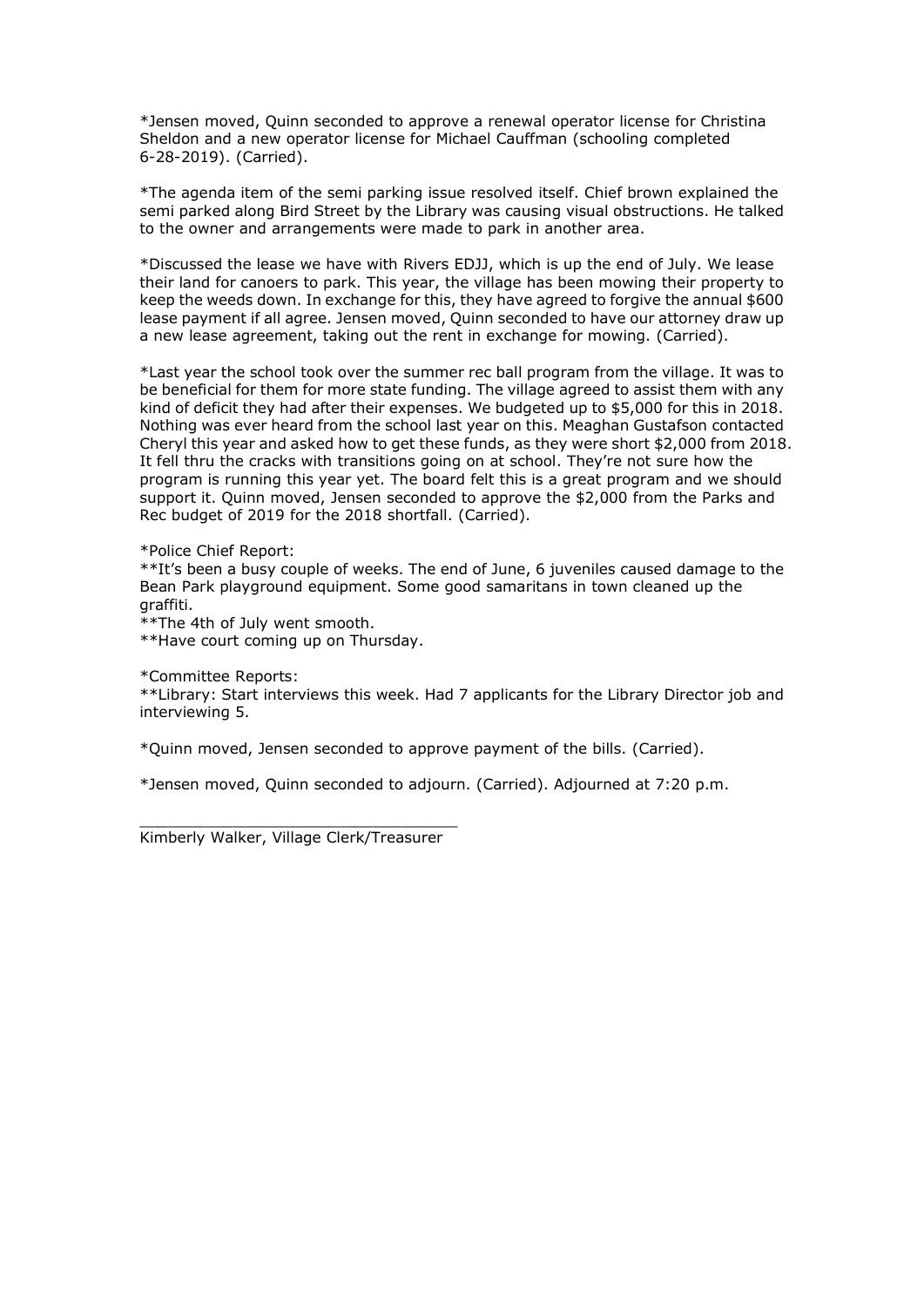*Jensen moved, Quinn seconded to approve a renewal operator license for Christina Sheldon and a new operator license for Michael Cauffman (schooling completed 6-28-2019). (Carried).

*The agenda item of the semi parking issue resolved itself. Chief brown explained the semi parked along Bird Street by the Library was causing visual obstructions. He talked to the owner and arrangements were made to park in another area.

*Discussed the lease we have with Rivers EDJJ, which is up the end of July. We lease their land for canoers to park. This year, the village has been mowing their property to keep the weeds down. In exchange for this, they have agreed to forgive the annual $600 lease payment if all agree. Jensen moved, Quinn seconded to have our attorney draw up a new lease agreement, taking out the rent in exchange for mowing. (Carried).

*Last year the school took over the summer rec ball program from the village. It was to be beneficial for them for more state funding. The village agreed to assist them with any kind of deficit they had after their expenses. We budgeted up to $5,000 for this in 2018. Nothing was ever heard from the school last year on this. Meaghan Gustafson contacted Cheryl this year and asked how to get these funds, as they were short $2,000 from 2018. It fell thru the cracks with transitions going on at school. They're not sure how the program is running this year yet. The board felt this is a great program and we should support it. Quinn moved, Jensen seconded to approve the $2,000 from the Parks and Rec budget of 2019 for the 2018 shortfall. (Carried).

*Police Chief Report:
**It's been a busy couple of weeks. The end of June, 6 juveniles caused damage to the Bean Park playground equipment. Some good samaritans in town cleaned up the graffiti.
**The 4th of July went smooth.
**Have court coming up on Thursday.

*Committee Reports:
**Library: Start interviews this week. Had 7 applicants for the Library Director job and interviewing 5.

*Quinn moved, Jensen seconded to approve payment of the bills. (Carried).

*Jensen moved, Quinn seconded to adjourn. (Carried). Adjourned at 7:20 p.m.

\_\_\_\_\_\_\_\_\_\_\_\_\_\_\_\_\_\_\_\_\_\_\_\_\_\_\_\_\_\_\_\_\_\_
Kimberly Walker, Village Clerk/Treasurer